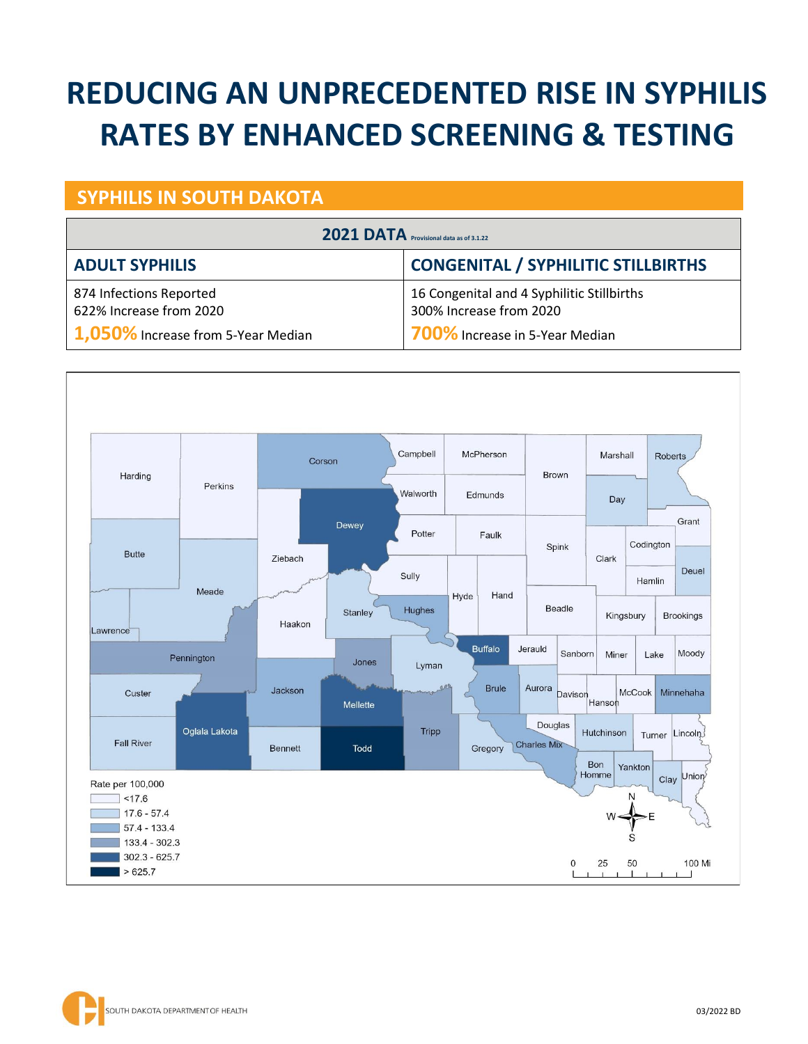# REDUCING AN UNPRECEDENTED RISE IN SYPHILIS RATES BY ENHANCED SCREENING & TESTING

## SYPHILIS IN SOUTH DAKOTA

| 2021 DATA Provisional data as of 3.1.22 | |
|---|---|
| **ADULT SYPHILIS** | **CONGENITAL / SYPHILITIC STILLBIRTHS** |
| 874 Infections Reported<br>622% Increase from 2020<br>**1,050%** Increase from 5-Year Median | 16 Congenital and 4 Syphilitic Stillbirths<br>300% Increase from 2020<br>**700%** Increase in 5-Year Median |

Harding
Perkins
Corson
Campbell
McPherson
Brown
Marshall
Roberts
Walworth
Edmunds
Day
Dewey
Potter
Faulk
Grant
Butte
Ziebach
Spink
Clark
Codington
Sully
Hamlin
Deuel
Meade
Hyde
Hand
Stanley
Hughes
Beadle
Kingsbury
Brookings
Lawrence
Haakon
Buffalo
Jerauld
Sanborn
Miner
Lake
Moody
Pennington
Jones
Lyman
Custer
Jackson
Brule
Aurora
Davison
Hanson
McCook
Minnehaha
Mellette
Oglala Lakota
Tripp
Douglas
Hutchinson
Turner
Lincoln
Fall River
Bennett
Todd
Gregory
Charles Mix
Bon Homme
Yankton
Clay
Union

Rate per 100,000
<17.6
17.6 - 57.4
57.4 - 133.4
133.4 - 302.3
302.3 - 625.7
> 625.7

N
W
E
S
0 25 50 100 Mi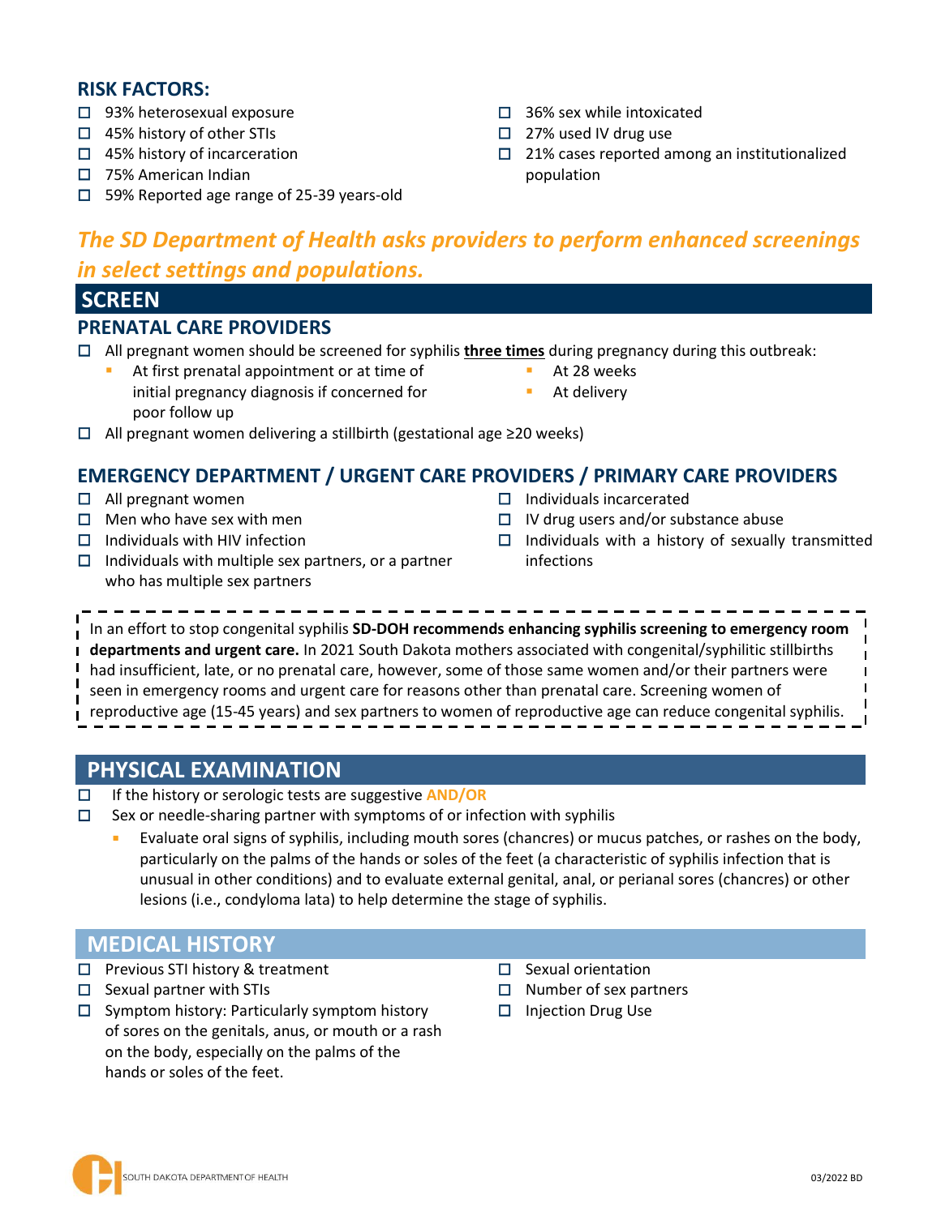## RISK FACTORS:

- ☐ 93% heterosexual exposure
- ☐ 45% history of other STIs
- ☐ 45% history of incarceration
- ☐ 75% American Indian
- ☐ 59% Reported age range of 25-39 years-old
- ☐ 36% sex while intoxicated
- ☐ 27% used IV drug use
- ☐ 21% cases reported among an institutionalized population

## *The SD Department of Health asks providers to perform enhanced screenings in select settings and populations.*

## SCREEN

### PRENATAL CARE PROVIDERS

- ☐ All pregnant women should be screened for syphilis **three times** during pregnancy during this outbreak:
  - At first prenatal appointment or at time of initial pregnancy diagnosis if concerned for poor follow up
  - At 28 weeks
  - At delivery
- ☐ All pregnant women delivering a stillbirth (gestational age ≥20 weeks)

### EMERGENCY DEPARTMENT / URGENT CARE PROVIDERS / PRIMARY CARE PROVIDERS

- ☐ All pregnant women
- ☐ Men who have sex with men
- ☐ Individuals with HIV infection
- ☐ Individuals with multiple sex partners, or a partner who has multiple sex partners
- ☐ Individuals incarcerated
- ☐ IV drug users and/or substance abuse
- ☐ Individuals with a history of sexually transmitted infections

In an effort to stop congenital syphilis **SD-DOH recommends enhancing syphilis screening to emergency room departments and urgent care.** In 2021 South Dakota mothers associated with congenital/syphilitic stillbirths had insufficient, late, or no prenatal care, however, some of those same women and/or their partners were seen in emergency rooms and urgent care for reasons other than prenatal care. Screening women of reproductive age (15-45 years) and sex partners to women of reproductive age can reduce congenital syphilis.

## PHYSICAL EXAMINATION

- ☐ If the history or serologic tests are suggestive **AND/OR**
- ☐ Sex or needle-sharing partner with symptoms of or infection with syphilis
  - Evaluate oral signs of syphilis, including mouth sores (chancres) or mucus patches, or rashes on the body, particularly on the palms of the hands or soles of the feet (a characteristic of syphilis infection that is unusual in other conditions) and to evaluate external genital, anal, or perianal sores (chancres) or other lesions (i.e., condyloma lata) to help determine the stage of syphilis.

## MEDICAL HISTORY

- ☐ Previous STI history & treatment
- ☐ Sexual partner with STIs
- ☐ Symptom history: Particularly symptom history of sores on the genitals, anus, or mouth or a rash on the body, especially on the palms of the hands or soles of the feet.
- ☐ Sexual orientation
- ☐ Number of sex partners
- ☐ Injection Drug Use

SOUTH DAKOTA DEPARTMENT OF HEALTH

03/2022 BD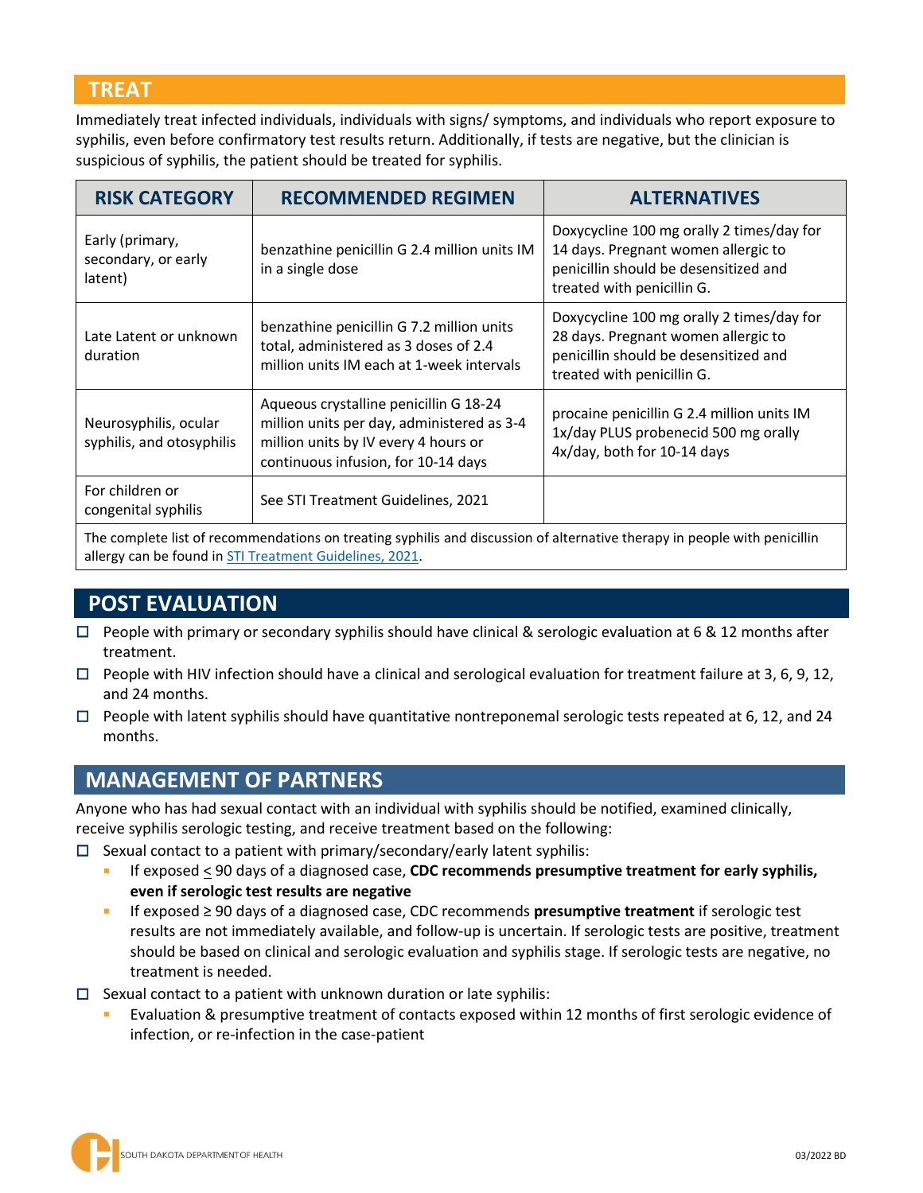## TREAT

Immediately treat infected individuals, individuals with signs/ symptoms, and individuals who report exposure to syphilis, even before confirmatory test results return. Additionally, if tests are negative, but the clinician is suspicious of syphilis, the patient should be treated for syphilis.

| RISK CATEGORY | RECOMMENDED REGIMEN | ALTERNATIVES |
|---|---|---|
| Early (primary, secondary, or early latent) | benzathine penicillin G 2.4 million units IM in a single dose | Doxycycline 100 mg orally 2 times/day for 14 days. Pregnant women allergic to penicillin should be desensitized and treated with penicillin G. |
| Late Latent or unknown duration | benzathine penicillin G 7.2 million units total, administered as 3 doses of 2.4 million units IM each at 1-week intervals | Doxycycline 100 mg orally 2 times/day for 28 days. Pregnant women allergic to penicillin should be desensitized and treated with penicillin G. |
| Neurosyphilis, ocular syphilis, and otosyphilis | Aqueous crystalline penicillin G 18-24 million units per day, administered as 3-4 million units by IV every 4 hours or continuous infusion, for 10-14 days | procaine penicillin G 2.4 million units IM 1x/day PLUS probenecid 500 mg orally 4x/day, both for 10-14 days |
| For children or congenital syphilis | See STI Treatment Guidelines, 2021 | |

The complete list of recommendations on treating syphilis and discussion of alternative therapy in people with penicillin allergy can be found in STI Treatment Guidelines, 2021.

## POST EVALUATION

- People with primary or secondary syphilis should have clinical & serologic evaluation at 6 & 12 months after treatment.
- People with HIV infection should have a clinical and serological evaluation for treatment failure at 3, 6, 9, 12, and 24 months.
- People with latent syphilis should have quantitative nontreponemal serologic tests repeated at 6, 12, and 24 months.

## MANAGEMENT OF PARTNERS

Anyone who has had sexual contact with an individual with syphilis should be notified, examined clinically, receive syphilis serologic testing, and receive treatment based on the following:

- Sexual contact to a patient with primary/secondary/early latent syphilis:
  - If exposed ≤ 90 days of a diagnosed case, **CDC recommends presumptive treatment for early syphilis, even if serologic test results are negative**
  - If exposed ≥ 90 days of a diagnosed case, CDC recommends **presumptive treatment** if serologic test results are not immediately available, and follow-up is uncertain. If serologic tests are positive, treatment should be based on clinical and serologic evaluation and syphilis stage. If serologic tests are negative, no treatment is needed.
- Sexual contact to a patient with unknown duration or late syphilis:
  - Evaluation & presumptive treatment of contacts exposed within 12 months of first serologic evidence of infection, or re-infection in the case-patient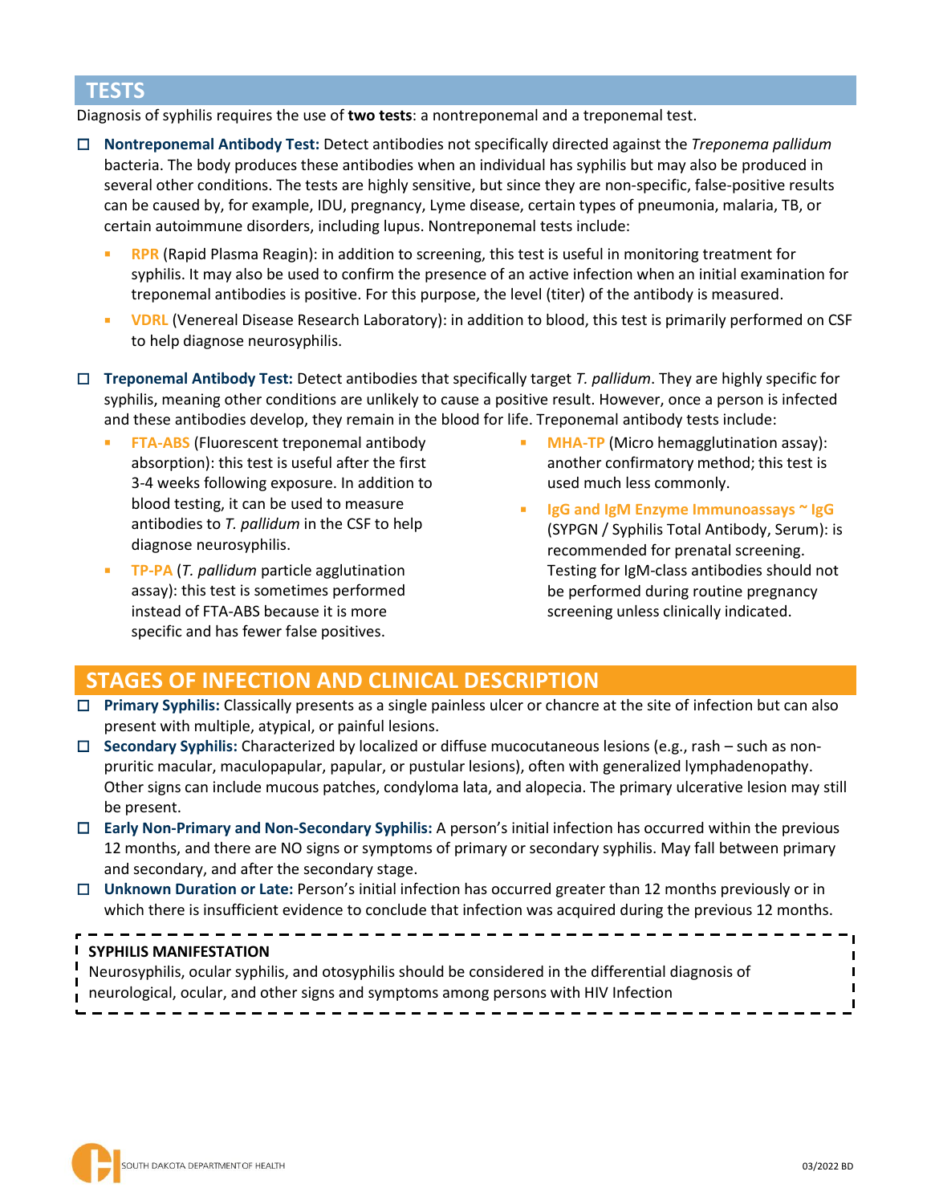## TESTS

Diagnosis of syphilis requires the use of **two tests**: a nontreponemal and a treponemal test.

- ☐ **Nontreponemal Antibody Test:** Detect antibodies not specifically directed against the *Treponema pallidum* bacteria. The body produces these antibodies when an individual has syphilis but may also be produced in several other conditions. The tests are highly sensitive, but since they are non-specific, false-positive results can be caused by, for example, IDU, pregnancy, Lyme disease, certain types of pneumonia, malaria, TB, or certain autoimmune disorders, including lupus. Nontreponemal tests include:
  - **RPR** (Rapid Plasma Reagin): in addition to screening, this test is useful in monitoring treatment for syphilis. It may also be used to confirm the presence of an active infection when an initial examination for treponemal antibodies is positive. For this purpose, the level (titer) of the antibody is measured.
  - **VDRL** (Venereal Disease Research Laboratory): in addition to blood, this test is primarily performed on CSF to help diagnose neurosyphilis.

- ☐ **Treponemal Antibody Test:** Detect antibodies that specifically target *T. pallidum*. They are highly specific for syphilis, meaning other conditions are unlikely to cause a positive result. However, once a person is infected and these antibodies develop, they remain in the blood for life. Treponemal antibody tests include:
  - **FTA-ABS** (Fluorescent treponemal antibody absorption): this test is useful after the first 3-4 weeks following exposure. In addition to blood testing, it can be used to measure antibodies to *T. pallidum* in the CSF to help diagnose neurosyphilis.
  - **TP-PA** (*T. pallidum* particle agglutination assay): this test is sometimes performed instead of FTA-ABS because it is more specific and has fewer false positives.
  - **MHA-TP** (Micro hemagglutination assay): another confirmatory method; this test is used much less commonly.
  - **IgG and IgM Enzyme Immunoassays ~ IgG** (SYPGN / Syphilis Total Antibody, Serum): is recommended for prenatal screening. Testing for IgM-class antibodies should not be performed during routine pregnancy screening unless clinically indicated.

## STAGES OF INFECTION AND CLINICAL DESCRIPTION

- ☐ **Primary Syphilis:** Classically presents as a single painless ulcer or chancre at the site of infection but can also present with multiple, atypical, or painful lesions.
- ☐ **Secondary Syphilis:** Characterized by localized or diffuse mucocutaneous lesions (e.g., rash – such as non-pruritic macular, maculopapular, papular, or pustular lesions), often with generalized lymphadenopathy. Other signs can include mucous patches, condyloma lata, and alopecia. The primary ulcerative lesion may still be present.
- ☐ **Early Non-Primary and Non-Secondary Syphilis:** A person's initial infection has occurred within the previous 12 months, and there are NO signs or symptoms of primary or secondary syphilis. May fall between primary and secondary, and after the secondary stage.
- ☐ **Unknown Duration or Late:** Person's initial infection has occurred greater than 12 months previously or in which there is insufficient evidence to conclude that infection was acquired during the previous 12 months.

**SYPHILIS MANIFESTATION**

Neurosyphilis, ocular syphilis, and otosyphilis should be considered in the differential diagnosis of neurological, ocular, and other signs and symptoms among persons with HIV Infection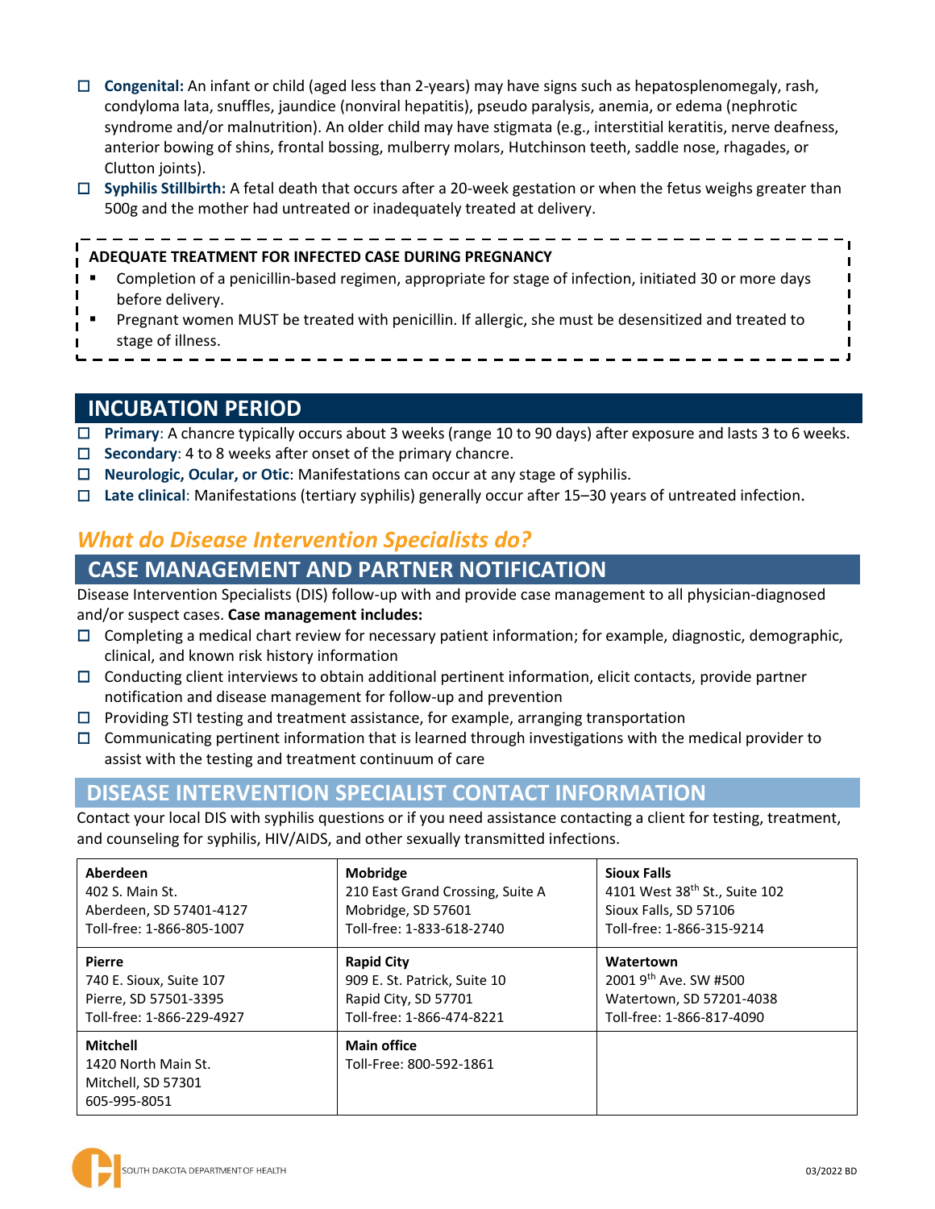- ☐ **Congenital:** An infant or child (aged less than 2-years) may have signs such as hepatosplenomegaly, rash, condyloma lata, snuffles, jaundice (nonviral hepatitis), pseudo paralysis, anemia, or edema (nephrotic syndrome and/or malnutrition). An older child may have stigmata (e.g., interstitial keratitis, nerve deafness, anterior bowing of shins, frontal bossing, mulberry molars, Hutchinson teeth, saddle nose, rhagades, or Clutton joints).
- ☐ **Syphilis Stillbirth:** A fetal death that occurs after a 20-week gestation or when the fetus weighs greater than 500g and the mother had untreated or inadequately treated at delivery.

**ADEQUATE TREATMENT FOR INFECTED CASE DURING PREGNANCY**

- Completion of a penicillin-based regimen, appropriate for stage of infection, initiated 30 or more days before delivery.
- Pregnant women MUST be treated with penicillin. If allergic, she must be desensitized and treated to stage of illness.

## INCUBATION PERIOD

- ☐ **Primary**: A chancre typically occurs about 3 weeks (range 10 to 90 days) after exposure and lasts 3 to 6 weeks.
- ☐ **Secondary**: 4 to 8 weeks after onset of the primary chancre.
- ☐ **Neurologic, Ocular, or Otic**: Manifestations can occur at any stage of syphilis.
- ☐ **Late clinical**: Manifestations (tertiary syphilis) generally occur after 15–30 years of untreated infection.

## *What do Disease Intervention Specialists do?*

## CASE MANAGEMENT AND PARTNER NOTIFICATION

Disease Intervention Specialists (DIS) follow-up with and provide case management to all physician-diagnosed and/or suspect cases. **Case management includes:**

- ☐ Completing a medical chart review for necessary patient information; for example, diagnostic, demographic, clinical, and known risk history information
- ☐ Conducting client interviews to obtain additional pertinent information, elicit contacts, provide partner notification and disease management for follow-up and prevention
- ☐ Providing STI testing and treatment assistance, for example, arranging transportation
- ☐ Communicating pertinent information that is learned through investigations with the medical provider to assist with the testing and treatment continuum of care

## DISEASE INTERVENTION SPECIALIST CONTACT INFORMATION

Contact your local DIS with syphilis questions or if you need assistance contacting a client for testing, treatment, and counseling for syphilis, HIV/AIDS, and other sexually transmitted infections.

| | | |
|---|---|---|
| **Aberdeen**<br>402 S. Main St.<br>Aberdeen, SD 57401-4127<br>Toll-free: 1-866-805-1007 | **Mobridge**<br>210 East Grand Crossing, Suite A<br>Mobridge, SD 57601<br>Toll-free: 1-833-618-2740 | **Sioux Falls**<br>4101 West 38th St., Suite 102<br>Sioux Falls, SD 57106<br>Toll-free: 1-866-315-9214 |
| **Pierre**<br>740 E. Sioux, Suite 107<br>Pierre, SD 57501-3395<br>Toll-free: 1-866-229-4927 | **Rapid City**<br>909 E. St. Patrick, Suite 10<br>Rapid City, SD 57701<br>Toll-free: 1-866-474-8221 | **Watertown**<br>2001 9th Ave. SW #500<br>Watertown, SD 57201-4038<br>Toll-free: 1-866-817-4090 |
| **Mitchell**<br>1420 North Main St.<br>Mitchell, SD 57301<br>605-995-8051 | **Main office**<br>Toll-Free: 800-592-1861 | |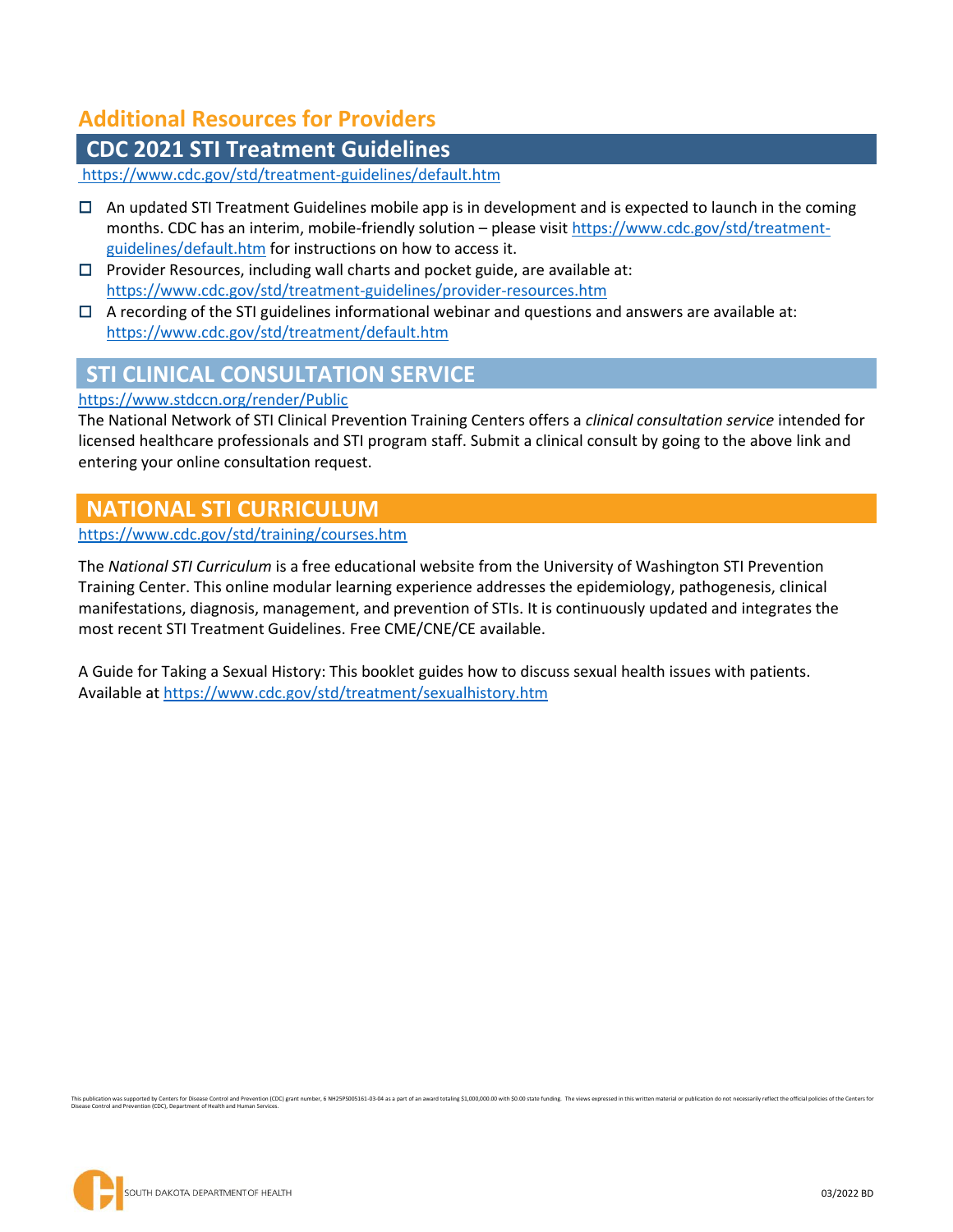# Additional Resources for Providers

## CDC 2021 STI Treatment Guidelines

https://www.cdc.gov/std/treatment-guidelines/default.htm

- ☐ An updated STI Treatment Guidelines mobile app is in development and is expected to launch in the coming months. CDC has an interim, mobile-friendly solution – please visit https://www.cdc.gov/std/treatment-guidelines/default.htm for instructions on how to access it.
- ☐ Provider Resources, including wall charts and pocket guide, are available at: https://www.cdc.gov/std/treatment-guidelines/provider-resources.htm
- ☐ A recording of the STI guidelines informational webinar and questions and answers are available at: https://www.cdc.gov/std/treatment/default.htm

## STI CLINICAL CONSULTATION SERVICE

https://www.stdccn.org/render/Public

The National Network of STI Clinical Prevention Training Centers offers a *clinical consultation service* intended for licensed healthcare professionals and STI program staff. Submit a clinical consult by going to the above link and entering your online consultation request.

## NATIONAL STI CURRICULUM

https://www.cdc.gov/std/training/courses.htm

The *National STI Curriculum* is a free educational website from the University of Washington STI Prevention Training Center. This online modular learning experience addresses the epidemiology, pathogenesis, clinical manifestations, diagnosis, management, and prevention of STIs. It is continuously updated and integrates the most recent STI Treatment Guidelines. Free CME/CNE/CE available.

A Guide for Taking a Sexual History: This booklet guides how to discuss sexual health issues with patients. Available at https://www.cdc.gov/std/treatment/sexualhistory.htm

This publication was supported by Centers for Disease Control and Prevention (CDC) grant number, 6 NH25PS005161-03-04 as a part of an award totaling $1,000,000.00 with $0.00 state funding. The views expressed in this written material or publication do not necessarily reflect the official policies of the Centers for Disease Control and Prevention (CDC), Department of Health and Human Services.

SOUTH DAKOTA DEPARTMENT OF HEALTH

03/2022 BD